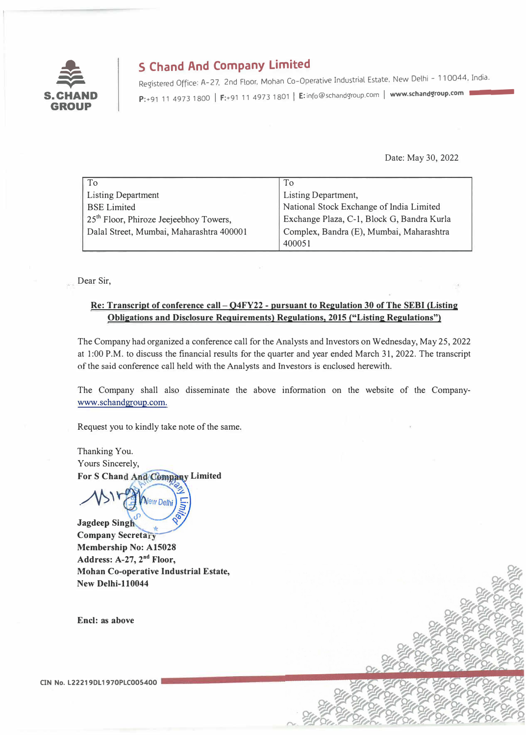**S.CHAND GROUP**

# S Chand And Company Limited

Registered Office: A-27, 2nd Floor, Mohan Co-Operative Industrial Estate, New Delhi - 110044, India.
P:+91 11 4973 1800 | F:+91 11 4973 1801 | E: info@schandgroup.com | www.schandgroup.com

Date: May 30, 2022

| To<br>Listing Department<br>BSE Limited<br>25th Floor, Phiroze Jeejeebhoy Towers,<br>Dalal Street, Mumbai, Maharashtra 400001 | To<br>Listing Department,<br>National Stock Exchange of India Limited<br>Exchange Plaza, C-1, Block G, Bandra Kurla<br>Complex, Bandra (E), Mumbai, Maharashtra<br>400051 |
|---|---|

Dear Sir,

**Re: Transcript of conference call – Q4FY22 - pursuant to Regulation 30 of The SEBI (Listing Obligations and Disclosure Requirements) Regulations, 2015 ("Listing Regulations")**

The Company had organized a conference call for the Analysts and Investors on Wednesday, May 25, 2022 at 1:00 P.M. to discuss the financial results for the quarter and year ended March 31, 2022. The transcript of the said conference call held with the Analysts and Investors is enclosed herewith.

The Company shall also disseminate the above information on the website of the Company- www.schandgroup.com.

Request you to kindly take note of the same.

Thanking You.
Yours Sincerely,
**For S Chand And Company Limited**

**Jagdeep Singh**
**Company Secretary**
**Membership No: A15028**
**Address: A-27, 2nd Floor,**
**Mohan Co-operative Industrial Estate,**
**New Delhi-110044**

**Encl: as above**

CIN No. L22219DL1970PLC005400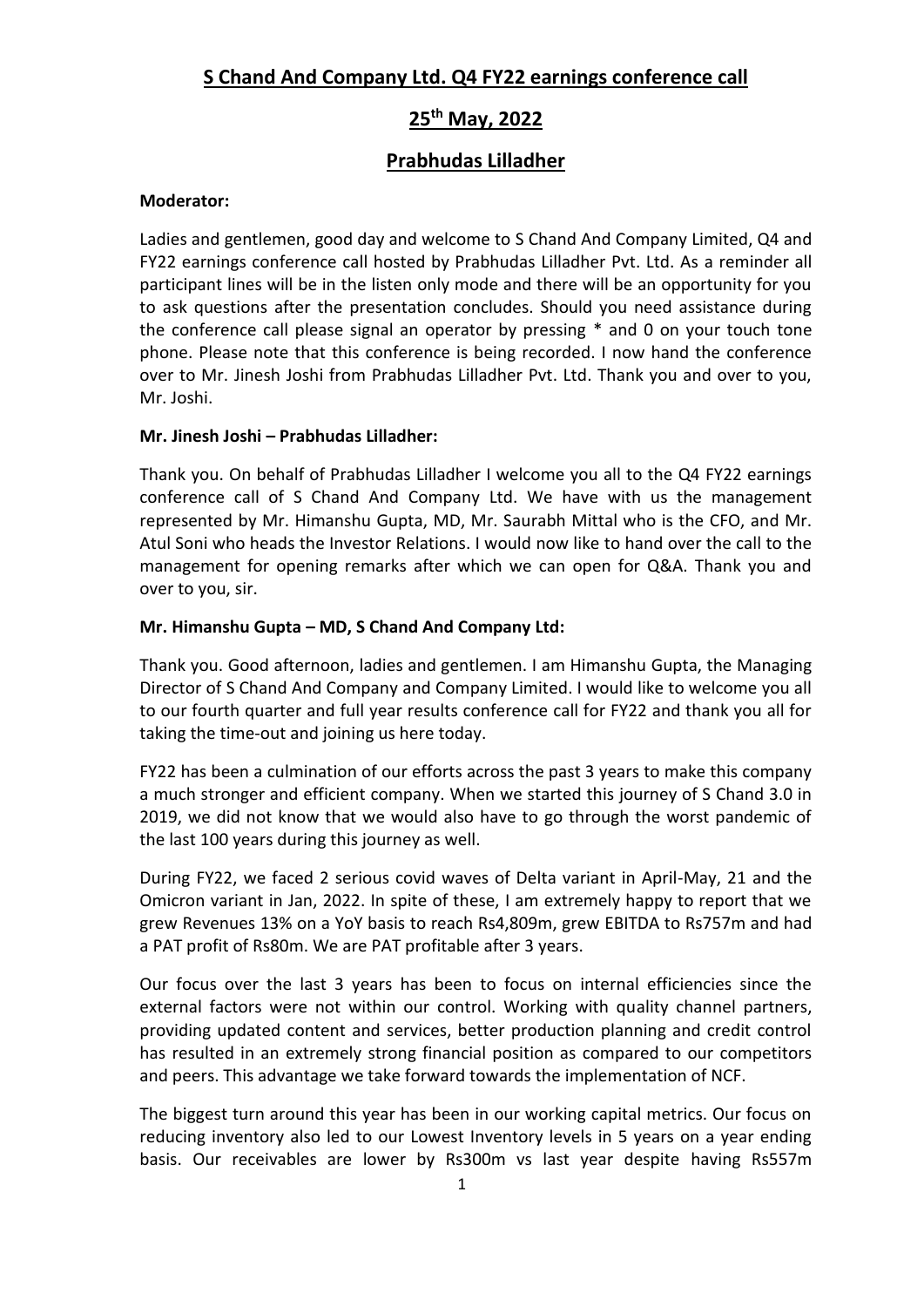# S Chand And Company Ltd. Q4 FY22 earnings conference call

## 25th May, 2022

## Prabhudas Lilladher

**Moderator:**

Ladies and gentlemen, good day and welcome to S Chand And Company Limited, Q4 and FY22 earnings conference call hosted by Prabhudas Lilladher Pvt. Ltd. As a reminder all participant lines will be in the listen only mode and there will be an opportunity for you to ask questions after the presentation concludes. Should you need assistance during the conference call please signal an operator by pressing * and 0 on your touch tone phone. Please note that this conference is being recorded. I now hand the conference over to Mr. Jinesh Joshi from Prabhudas Lilladher Pvt. Ltd. Thank you and over to you, Mr. Joshi.

**Mr. Jinesh Joshi – Prabhudas Lilladher:**

Thank you. On behalf of Prabhudas Lilladher I welcome you all to the Q4 FY22 earnings conference call of S Chand And Company Ltd. We have with us the management represented by Mr. Himanshu Gupta, MD, Mr. Saurabh Mittal who is the CFO, and Mr. Atul Soni who heads the Investor Relations. I would now like to hand over the call to the management for opening remarks after which we can open for Q&A. Thank you and over to you, sir.

**Mr. Himanshu Gupta – MD, S Chand And Company Ltd:**

Thank you. Good afternoon, ladies and gentlemen. I am Himanshu Gupta, the Managing Director of S Chand And Company and Company Limited. I would like to welcome you all to our fourth quarter and full year results conference call for FY22 and thank you all for taking the time-out and joining us here today.

FY22 has been a culmination of our efforts across the past 3 years to make this company a much stronger and efficient company. When we started this journey of S Chand 3.0 in 2019, we did not know that we would also have to go through the worst pandemic of the last 100 years during this journey as well.

During FY22, we faced 2 serious covid waves of Delta variant in April-May, 21 and the Omicron variant in Jan, 2022. In spite of these, I am extremely happy to report that we grew Revenues 13% on a YoY basis to reach Rs4,809m, grew EBITDA to Rs757m and had a PAT profit of Rs80m. We are PAT profitable after 3 years.

Our focus over the last 3 years has been to focus on internal efficiencies since the external factors were not within our control. Working with quality channel partners, providing updated content and services, better production planning and credit control has resulted in an extremely strong financial position as compared to our competitors and peers. This advantage we take forward towards the implementation of NCF.

The biggest turn around this year has been in our working capital metrics. Our focus on reducing inventory also led to our Lowest Inventory levels in 5 years on a year ending basis. Our receivables are lower by Rs300m vs last year despite having Rs557m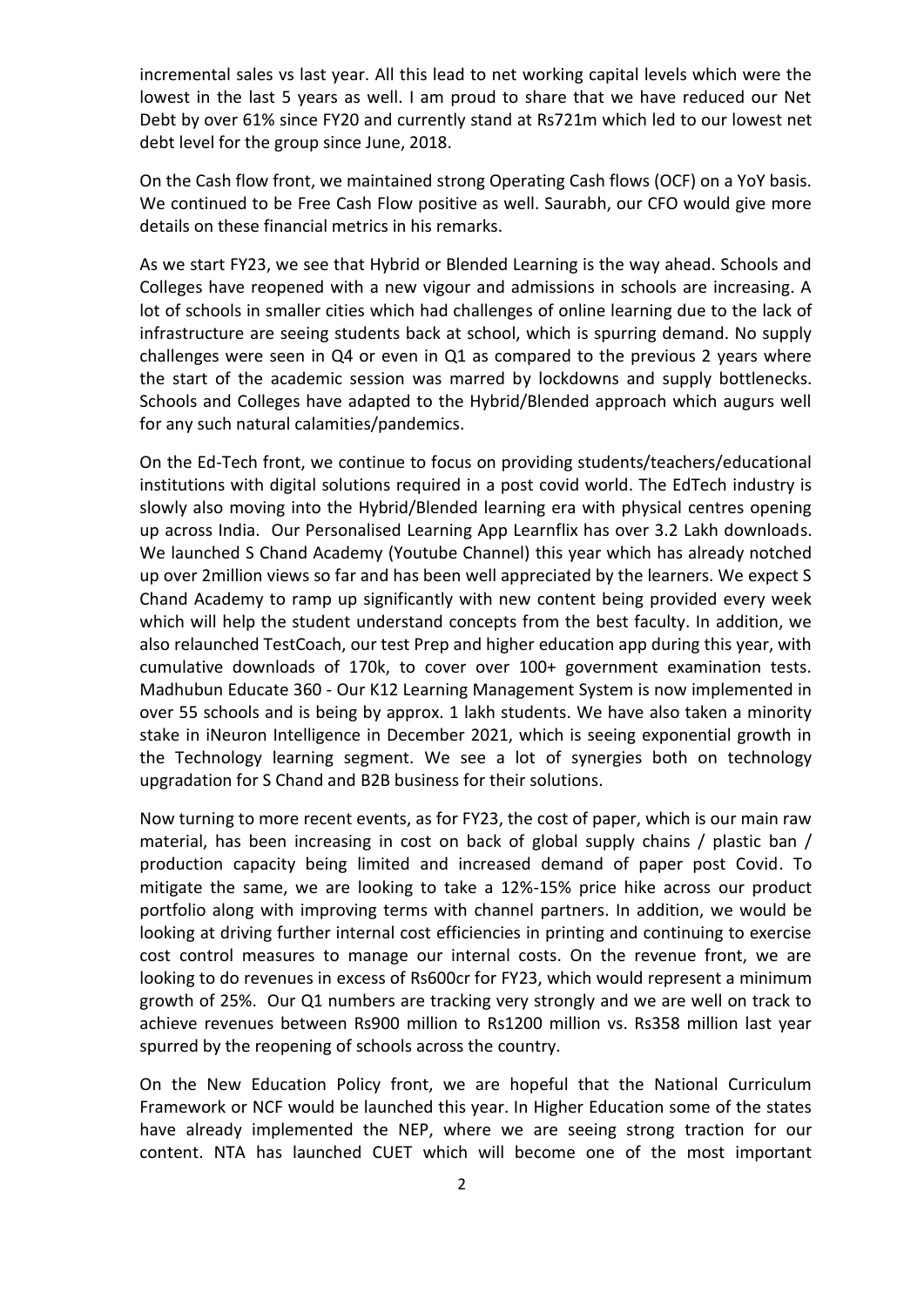incremental sales vs last year. All this lead to net working capital levels which were the lowest in the last 5 years as well. I am proud to share that we have reduced our Net Debt by over 61% since FY20 and currently stand at Rs721m which led to our lowest net debt level for the group since June, 2018.

On the Cash flow front, we maintained strong Operating Cash flows (OCF) on a YoY basis. We continued to be Free Cash Flow positive as well. Saurabh, our CFO would give more details on these financial metrics in his remarks.

As we start FY23, we see that Hybrid or Blended Learning is the way ahead. Schools and Colleges have reopened with a new vigour and admissions in schools are increasing. A lot of schools in smaller cities which had challenges of online learning due to the lack of infrastructure are seeing students back at school, which is spurring demand. No supply challenges were seen in Q4 or even in Q1 as compared to the previous 2 years where the start of the academic session was marred by lockdowns and supply bottlenecks. Schools and Colleges have adapted to the Hybrid/Blended approach which augurs well for any such natural calamities/pandemics.

On the Ed-Tech front, we continue to focus on providing students/teachers/educational institutions with digital solutions required in a post covid world. The EdTech industry is slowly also moving into the Hybrid/Blended learning era with physical centres opening up across India. Our Personalised Learning App Learnflix has over 3.2 Lakh downloads. We launched S Chand Academy (Youtube Channel) this year which has already notched up over 2million views so far and has been well appreciated by the learners. We expect S Chand Academy to ramp up significantly with new content being provided every week which will help the student understand concepts from the best faculty. In addition, we also relaunched TestCoach, our test Prep and higher education app during this year, with cumulative downloads of 170k, to cover over 100+ government examination tests. Madhubun Educate 360 - Our K12 Learning Management System is now implemented in over 55 schools and is being by approx. 1 lakh students. We have also taken a minority stake in iNeuron Intelligence in December 2021, which is seeing exponential growth in the Technology learning segment. We see a lot of synergies both on technology upgradation for S Chand and B2B business for their solutions.

Now turning to more recent events, as for FY23, the cost of paper, which is our main raw material, has been increasing in cost on back of global supply chains / plastic ban / production capacity being limited and increased demand of paper post Covid. To mitigate the same, we are looking to take a 12%-15% price hike across our product portfolio along with improving terms with channel partners. In addition, we would be looking at driving further internal cost efficiencies in printing and continuing to exercise cost control measures to manage our internal costs. On the revenue front, we are looking to do revenues in excess of Rs600cr for FY23, which would represent a minimum growth of 25%. Our Q1 numbers are tracking very strongly and we are well on track to achieve revenues between Rs900 million to Rs1200 million vs. Rs358 million last year spurred by the reopening of schools across the country.

On the New Education Policy front, we are hopeful that the National Curriculum Framework or NCF would be launched this year. In Higher Education some of the states have already implemented the NEP, where we are seeing strong traction for our content. NTA has launched CUET which will become one of the most important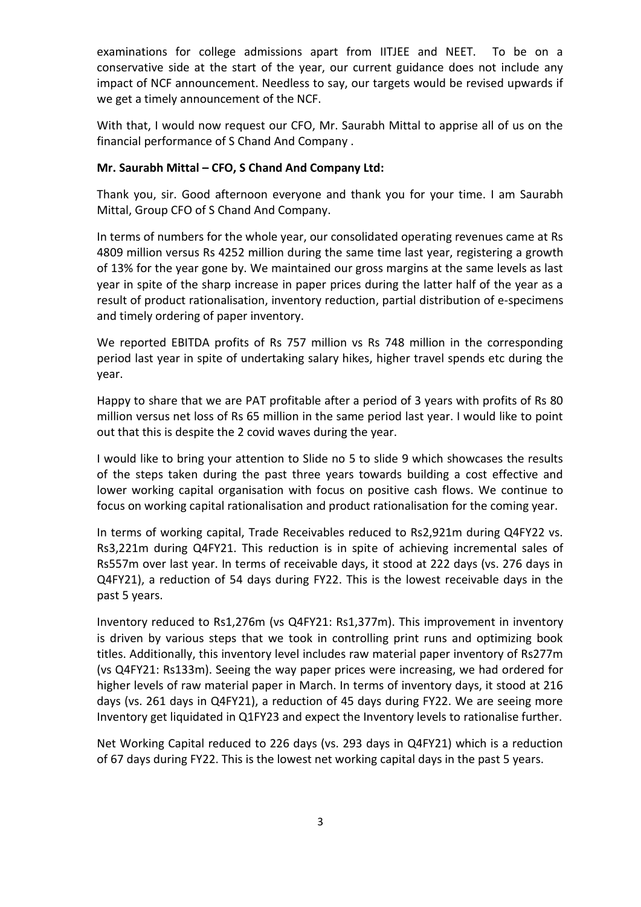examinations for college admissions apart from IITJEE and NEET. To be on a conservative side at the start of the year, our current guidance does not include any impact of NCF announcement. Needless to say, our targets would be revised upwards if we get a timely announcement of the NCF.

With that, I would now request our CFO, Mr. Saurabh Mittal to apprise all of us on the financial performance of S Chand And Company .

**Mr. Saurabh Mittal – CFO, S Chand And Company Ltd:**

Thank you, sir. Good afternoon everyone and thank you for your time. I am Saurabh Mittal, Group CFO of S Chand And Company.

In terms of numbers for the whole year, our consolidated operating revenues came at Rs 4809 million versus Rs 4252 million during the same time last year, registering a growth of 13% for the year gone by. We maintained our gross margins at the same levels as last year in spite of the sharp increase in paper prices during the latter half of the year as a result of product rationalisation, inventory reduction, partial distribution of e-specimens and timely ordering of paper inventory.

We reported EBITDA profits of Rs 757 million vs Rs 748 million in the corresponding period last year in spite of undertaking salary hikes, higher travel spends etc during the year.

Happy to share that we are PAT profitable after a period of 3 years with profits of Rs 80 million versus net loss of Rs 65 million in the same period last year. I would like to point out that this is despite the 2 covid waves during the year.

I would like to bring your attention to Slide no 5 to slide 9 which showcases the results of the steps taken during the past three years towards building a cost effective and lower working capital organisation with focus on positive cash flows. We continue to focus on working capital rationalisation and product rationalisation for the coming year.

In terms of working capital, Trade Receivables reduced to Rs2,921m during Q4FY22 vs. Rs3,221m during Q4FY21. This reduction is in spite of achieving incremental sales of Rs557m over last year. In terms of receivable days, it stood at 222 days (vs. 276 days in Q4FY21), a reduction of 54 days during FY22. This is the lowest receivable days in the past 5 years.

Inventory reduced to Rs1,276m (vs Q4FY21: Rs1,377m). This improvement in inventory is driven by various steps that we took in controlling print runs and optimizing book titles. Additionally, this inventory level includes raw material paper inventory of Rs277m (vs Q4FY21: Rs133m). Seeing the way paper prices were increasing, we had ordered for higher levels of raw material paper in March. In terms of inventory days, it stood at 216 days (vs. 261 days in Q4FY21), a reduction of 45 days during FY22. We are seeing more Inventory get liquidated in Q1FY23 and expect the Inventory levels to rationalise further.

Net Working Capital reduced to 226 days (vs. 293 days in Q4FY21) which is a reduction of 67 days during FY22. This is the lowest net working capital days in the past 5 years.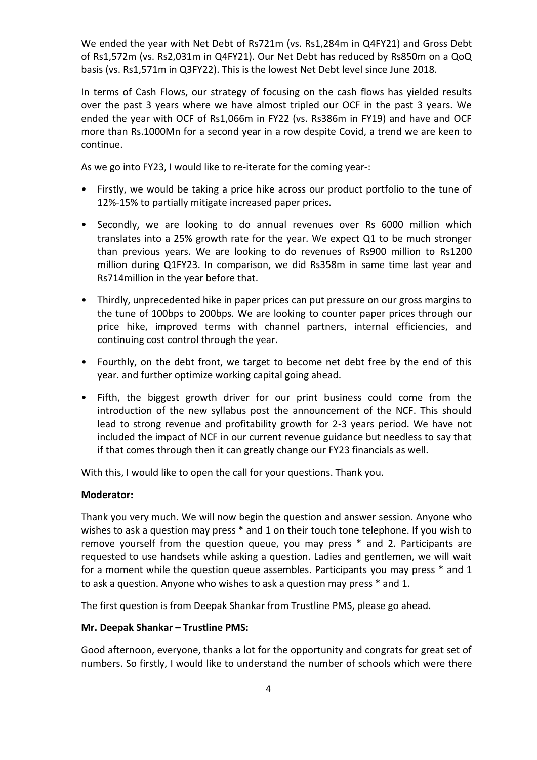We ended the year with Net Debt of Rs721m (vs. Rs1,284m in Q4FY21) and Gross Debt of Rs1,572m (vs. Rs2,031m in Q4FY21). Our Net Debt has reduced by Rs850m on a QoQ basis (vs. Rs1,571m in Q3FY22). This is the lowest Net Debt level since June 2018.

In terms of Cash Flows, our strategy of focusing on the cash flows has yielded results over the past 3 years where we have almost tripled our OCF in the past 3 years. We ended the year with OCF of Rs1,066m in FY22 (vs. Rs386m in FY19) and have and OCF more than Rs.1000Mn for a second year in a row despite Covid, a trend we are keen to continue.

As we go into FY23, I would like to re-iterate for the coming year-:

- Firstly, we would be taking a price hike across our product portfolio to the tune of 12%-15% to partially mitigate increased paper prices.
- Secondly, we are looking to do annual revenues over Rs 6000 million which translates into a 25% growth rate for the year. We expect Q1 to be much stronger than previous years. We are looking to do revenues of Rs900 million to Rs1200 million during Q1FY23. In comparison, we did Rs358m in same time last year and Rs714million in the year before that.
- Thirdly, unprecedented hike in paper prices can put pressure on our gross margins to the tune of 100bps to 200bps. We are looking to counter paper prices through our price hike, improved terms with channel partners, internal efficiencies, and continuing cost control through the year.
- Fourthly, on the debt front, we target to become net debt free by the end of this year. and further optimize working capital going ahead.
- Fifth, the biggest growth driver for our print business could come from the introduction of the new syllabus post the announcement of the NCF. This should lead to strong revenue and profitability growth for 2-3 years period. We have not included the impact of NCF in our current revenue guidance but needless to say that if that comes through then it can greatly change our FY23 financials as well.

With this, I would like to open the call for your questions. Thank you.

**Moderator:**

Thank you very much. We will now begin the question and answer session. Anyone who wishes to ask a question may press * and 1 on their touch tone telephone. If you wish to remove yourself from the question queue, you may press * and 2. Participants are requested to use handsets while asking a question. Ladies and gentlemen, we will wait for a moment while the question queue assembles. Participants you may press * and 1 to ask a question. Anyone who wishes to ask a question may press * and 1.

The first question is from Deepak Shankar from Trustline PMS, please go ahead.

**Mr. Deepak Shankar – Trustline PMS:**

Good afternoon, everyone, thanks a lot for the opportunity and congrats for great set of numbers. So firstly, I would like to understand the number of schools which were there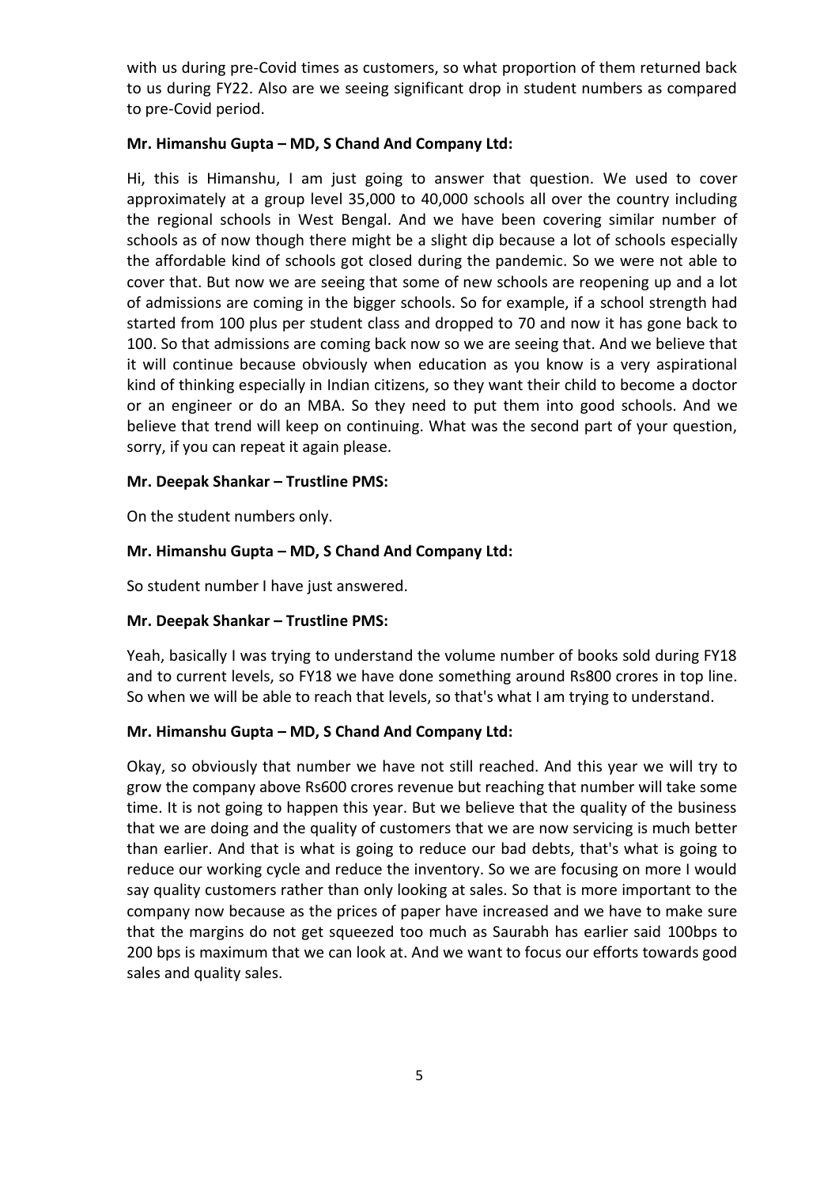with us during pre-Covid times as customers, so what proportion of them returned back to us during FY22. Also are we seeing significant drop in student numbers as compared to pre-Covid period.

**Mr. Himanshu Gupta – MD, S Chand And Company Ltd:**

Hi, this is Himanshu, I am just going to answer that question. We used to cover approximately at a group level 35,000 to 40,000 schools all over the country including the regional schools in West Bengal. And we have been covering similar number of schools as of now though there might be a slight dip because a lot of schools especially the affordable kind of schools got closed during the pandemic. So we were not able to cover that. But now we are seeing that some of new schools are reopening up and a lot of admissions are coming in the bigger schools. So for example, if a school strength had started from 100 plus per student class and dropped to 70 and now it has gone back to 100. So that admissions are coming back now so we are seeing that. And we believe that it will continue because obviously when education as you know is a very aspirational kind of thinking especially in Indian citizens, so they want their child to become a doctor or an engineer or do an MBA. So they need to put them into good schools. And we believe that trend will keep on continuing. What was the second part of your question, sorry, if you can repeat it again please.

**Mr. Deepak Shankar – Trustline PMS:**

On the student numbers only.

**Mr. Himanshu Gupta – MD, S Chand And Company Ltd:**

So student number I have just answered.

**Mr. Deepak Shankar – Trustline PMS:**

Yeah, basically I was trying to understand the volume number of books sold during FY18 and to current levels, so FY18 we have done something around Rs800 crores in top line. So when we will be able to reach that levels, so that's what I am trying to understand.

**Mr. Himanshu Gupta – MD, S Chand And Company Ltd:**

Okay, so obviously that number we have not still reached. And this year we will try to grow the company above Rs600 crores revenue but reaching that number will take some time. It is not going to happen this year. But we believe that the quality of the business that we are doing and the quality of customers that we are now servicing is much better than earlier. And that is what is going to reduce our bad debts, that's what is going to reduce our working cycle and reduce the inventory. So we are focusing on more I would say quality customers rather than only looking at sales. So that is more important to the company now because as the prices of paper have increased and we have to make sure that the margins do not get squeezed too much as Saurabh has earlier said 100bps to 200 bps is maximum that we can look at. And we want to focus our efforts towards good sales and quality sales.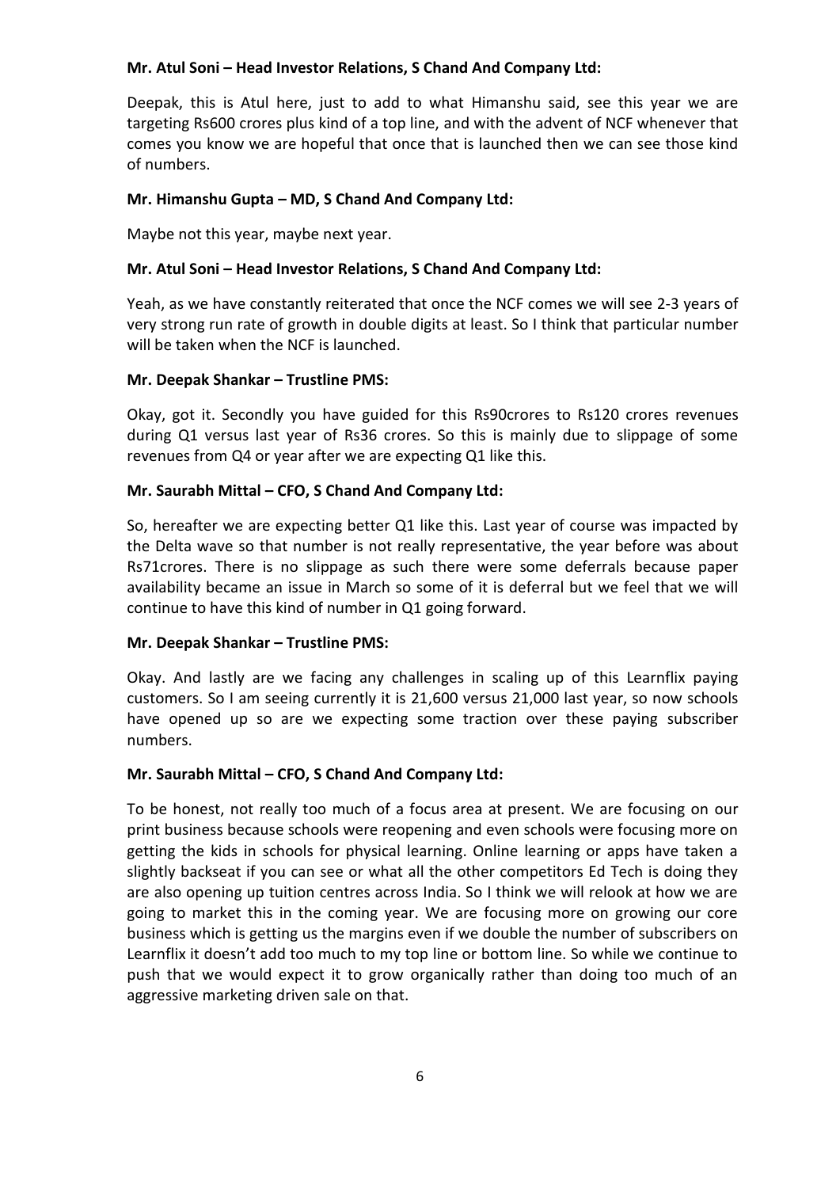**Mr. Atul Soni – Head Investor Relations, S Chand And Company Ltd:**

Deepak, this is Atul here, just to add to what Himanshu said, see this year we are targeting Rs600 crores plus kind of a top line, and with the advent of NCF whenever that comes you know we are hopeful that once that is launched then we can see those kind of numbers.

**Mr. Himanshu Gupta – MD, S Chand And Company Ltd:**

Maybe not this year, maybe next year.

**Mr. Atul Soni – Head Investor Relations, S Chand And Company Ltd:**

Yeah, as we have constantly reiterated that once the NCF comes we will see 2-3 years of very strong run rate of growth in double digits at least. So I think that particular number will be taken when the NCF is launched.

**Mr. Deepak Shankar – Trustline PMS:**

Okay, got it. Secondly you have guided for this Rs90crores to Rs120 crores revenues during Q1 versus last year of Rs36 crores. So this is mainly due to slippage of some revenues from Q4 or year after we are expecting Q1 like this.

**Mr. Saurabh Mittal – CFO, S Chand And Company Ltd:**

So, hereafter we are expecting better Q1 like this. Last year of course was impacted by the Delta wave so that number is not really representative, the year before was about Rs71crores. There is no slippage as such there were some deferrals because paper availability became an issue in March so some of it is deferral but we feel that we will continue to have this kind of number in Q1 going forward.

**Mr. Deepak Shankar – Trustline PMS:**

Okay. And lastly are we facing any challenges in scaling up of this Learnflix paying customers. So I am seeing currently it is 21,600 versus 21,000 last year, so now schools have opened up so are we expecting some traction over these paying subscriber numbers.

**Mr. Saurabh Mittal – CFO, S Chand And Company Ltd:**

To be honest, not really too much of a focus area at present. We are focusing on our print business because schools were reopening and even schools were focusing more on getting the kids in schools for physical learning. Online learning or apps have taken a slightly backseat if you can see or what all the other competitors Ed Tech is doing they are also opening up tuition centres across India. So I think we will relook at how we are going to market this in the coming year. We are focusing more on growing our core business which is getting us the margins even if we double the number of subscribers on Learnflix it doesn't add too much to my top line or bottom line. So while we continue to push that we would expect it to grow organically rather than doing too much of an aggressive marketing driven sale on that.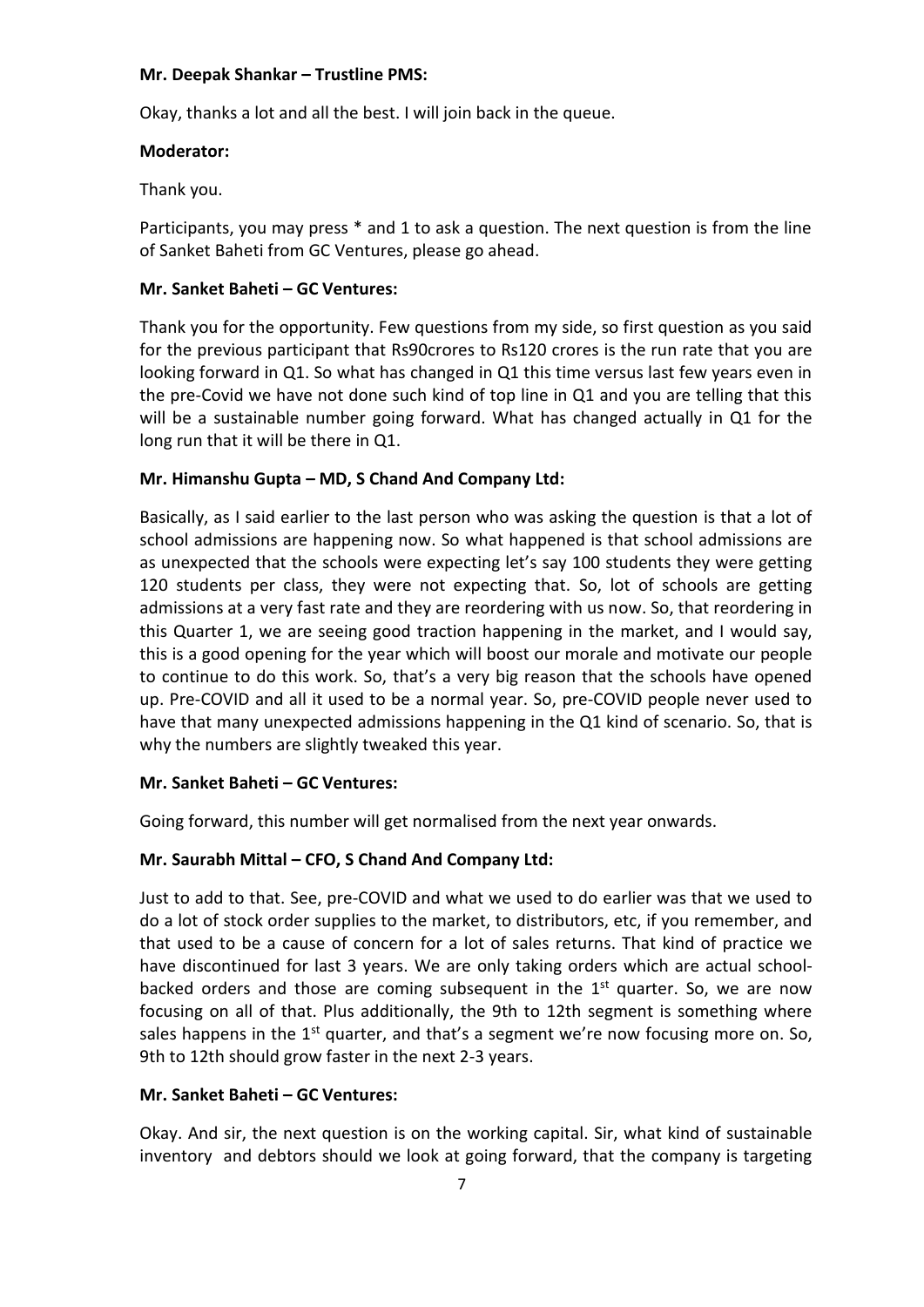**Mr. Deepak Shankar – Trustline PMS:**

Okay, thanks a lot and all the best. I will join back in the queue.

**Moderator:**

Thank you.

Participants, you may press * and 1 to ask a question. The next question is from the line of Sanket Baheti from GC Ventures, please go ahead.

**Mr. Sanket Baheti – GC Ventures:**

Thank you for the opportunity. Few questions from my side, so first question as you said for the previous participant that Rs90crores to Rs120 crores is the run rate that you are looking forward in Q1. So what has changed in Q1 this time versus last few years even in the pre-Covid we have not done such kind of top line in Q1 and you are telling that this will be a sustainable number going forward. What has changed actually in Q1 for the long run that it will be there in Q1.

**Mr. Himanshu Gupta – MD, S Chand And Company Ltd:**

Basically, as I said earlier to the last person who was asking the question is that a lot of school admissions are happening now. So what happened is that school admissions are as unexpected that the schools were expecting let's say 100 students they were getting 120 students per class, they were not expecting that. So, lot of schools are getting admissions at a very fast rate and they are reordering with us now. So, that reordering in this Quarter 1, we are seeing good traction happening in the market, and I would say, this is a good opening for the year which will boost our morale and motivate our people to continue to do this work. So, that's a very big reason that the schools have opened up. Pre-COVID and all it used to be a normal year. So, pre-COVID people never used to have that many unexpected admissions happening in the Q1 kind of scenario. So, that is why the numbers are slightly tweaked this year.

**Mr. Sanket Baheti – GC Ventures:**

Going forward, this number will get normalised from the next year onwards.

**Mr. Saurabh Mittal – CFO, S Chand And Company Ltd:**

Just to add to that. See, pre-COVID and what we used to do earlier was that we used to do a lot of stock order supplies to the market, to distributors, etc, if you remember, and that used to be a cause of concern for a lot of sales returns. That kind of practice we have discontinued for last 3 years. We are only taking orders which are actual school-backed orders and those are coming subsequent in the 1st quarter. So, we are now focusing on all of that. Plus additionally, the 9th to 12th segment is something where sales happens in the 1st quarter, and that's a segment we're now focusing more on. So, 9th to 12th should grow faster in the next 2-3 years.

**Mr. Sanket Baheti – GC Ventures:**

Okay. And sir, the next question is on the working capital. Sir, what kind of sustainable inventory and debtors should we look at going forward, that the company is targeting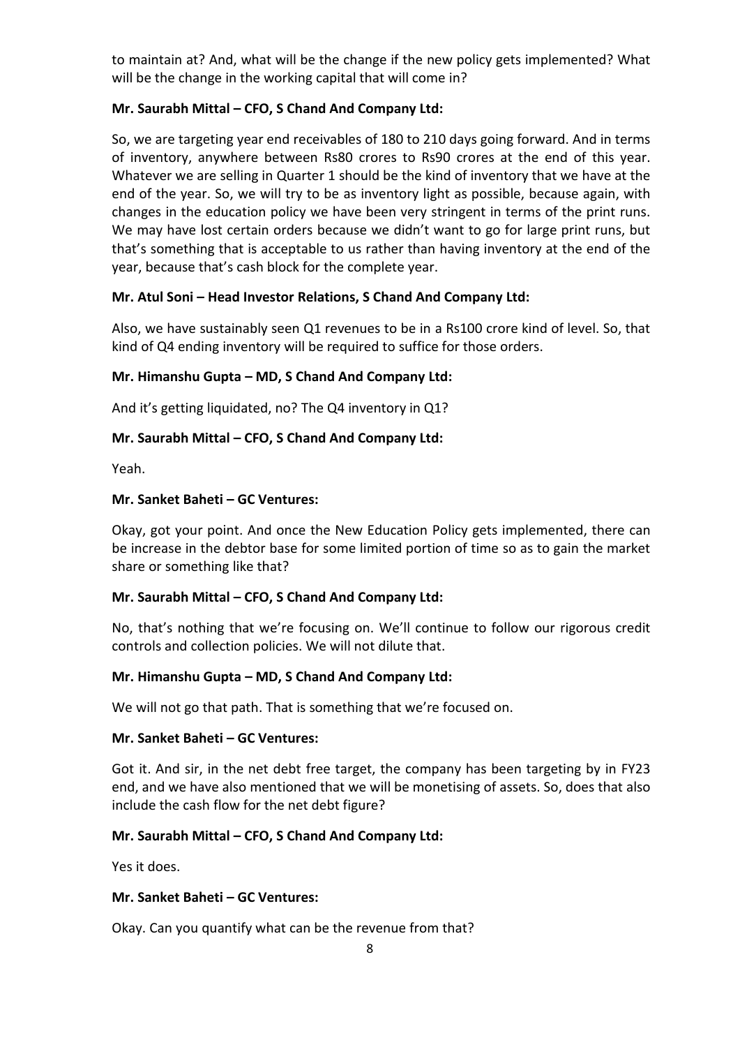to maintain at? And, what will be the change if the new policy gets implemented? What will be the change in the working capital that will come in?

**Mr. Saurabh Mittal – CFO, S Chand And Company Ltd:**

So, we are targeting year end receivables of 180 to 210 days going forward. And in terms of inventory, anywhere between Rs80 crores to Rs90 crores at the end of this year. Whatever we are selling in Quarter 1 should be the kind of inventory that we have at the end of the year. So, we will try to be as inventory light as possible, because again, with changes in the education policy we have been very stringent in terms of the print runs. We may have lost certain orders because we didn't want to go for large print runs, but that's something that is acceptable to us rather than having inventory at the end of the year, because that's cash block for the complete year.

**Mr. Atul Soni – Head Investor Relations, S Chand And Company Ltd:**

Also, we have sustainably seen Q1 revenues to be in a Rs100 crore kind of level. So, that kind of Q4 ending inventory will be required to suffice for those orders.

**Mr. Himanshu Gupta – MD, S Chand And Company Ltd:**

And it's getting liquidated, no? The Q4 inventory in Q1?

**Mr. Saurabh Mittal – CFO, S Chand And Company Ltd:**

Yeah.

**Mr. Sanket Baheti – GC Ventures:**

Okay, got your point. And once the New Education Policy gets implemented, there can be increase in the debtor base for some limited portion of time so as to gain the market share or something like that?

**Mr. Saurabh Mittal – CFO, S Chand And Company Ltd:**

No, that's nothing that we're focusing on. We'll continue to follow our rigorous credit controls and collection policies. We will not dilute that.

**Mr. Himanshu Gupta – MD, S Chand And Company Ltd:**

We will not go that path. That is something that we're focused on.

**Mr. Sanket Baheti – GC Ventures:**

Got it. And sir, in the net debt free target, the company has been targeting by in FY23 end, and we have also mentioned that we will be monetising of assets. So, does that also include the cash flow for the net debt figure?

**Mr. Saurabh Mittal – CFO, S Chand And Company Ltd:**

Yes it does.

**Mr. Sanket Baheti – GC Ventures:**

Okay. Can you quantify what can be the revenue from that?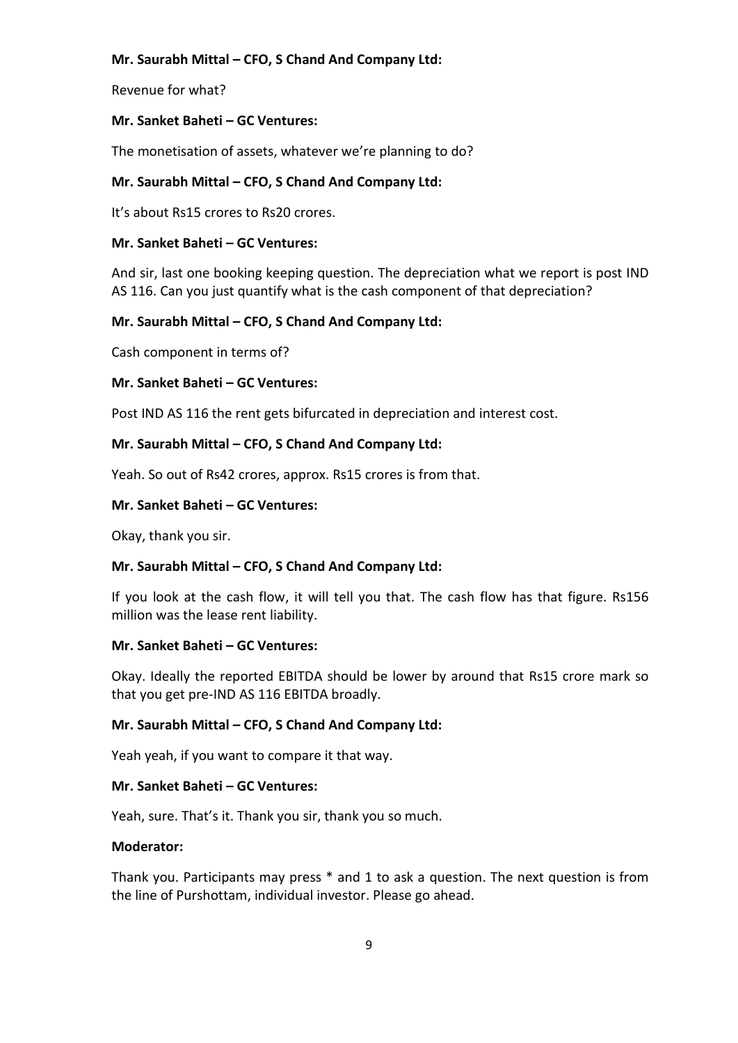**Mr. Saurabh Mittal – CFO, S Chand And Company Ltd:**

Revenue for what?

**Mr. Sanket Baheti – GC Ventures:**

The monetisation of assets, whatever we're planning to do?

**Mr. Saurabh Mittal – CFO, S Chand And Company Ltd:**

It's about Rs15 crores to Rs20 crores.

**Mr. Sanket Baheti – GC Ventures:**

And sir, last one booking keeping question. The depreciation what we report is post IND AS 116. Can you just quantify what is the cash component of that depreciation?

**Mr. Saurabh Mittal – CFO, S Chand And Company Ltd:**

Cash component in terms of?

**Mr. Sanket Baheti – GC Ventures:**

Post IND AS 116 the rent gets bifurcated in depreciation and interest cost.

**Mr. Saurabh Mittal – CFO, S Chand And Company Ltd:**

Yeah. So out of Rs42 crores, approx. Rs15 crores is from that.

**Mr. Sanket Baheti – GC Ventures:**

Okay, thank you sir.

**Mr. Saurabh Mittal – CFO, S Chand And Company Ltd:**

If you look at the cash flow, it will tell you that. The cash flow has that figure. Rs156 million was the lease rent liability.

**Mr. Sanket Baheti – GC Ventures:**

Okay. Ideally the reported EBITDA should be lower by around that Rs15 crore mark so that you get pre-IND AS 116 EBITDA broadly.

**Mr. Saurabh Mittal – CFO, S Chand And Company Ltd:**

Yeah yeah, if you want to compare it that way.

**Mr. Sanket Baheti – GC Ventures:**

Yeah, sure. That's it. Thank you sir, thank you so much.

**Moderator:**

Thank you. Participants may press * and 1 to ask a question. The next question is from the line of Purshottam, individual investor. Please go ahead.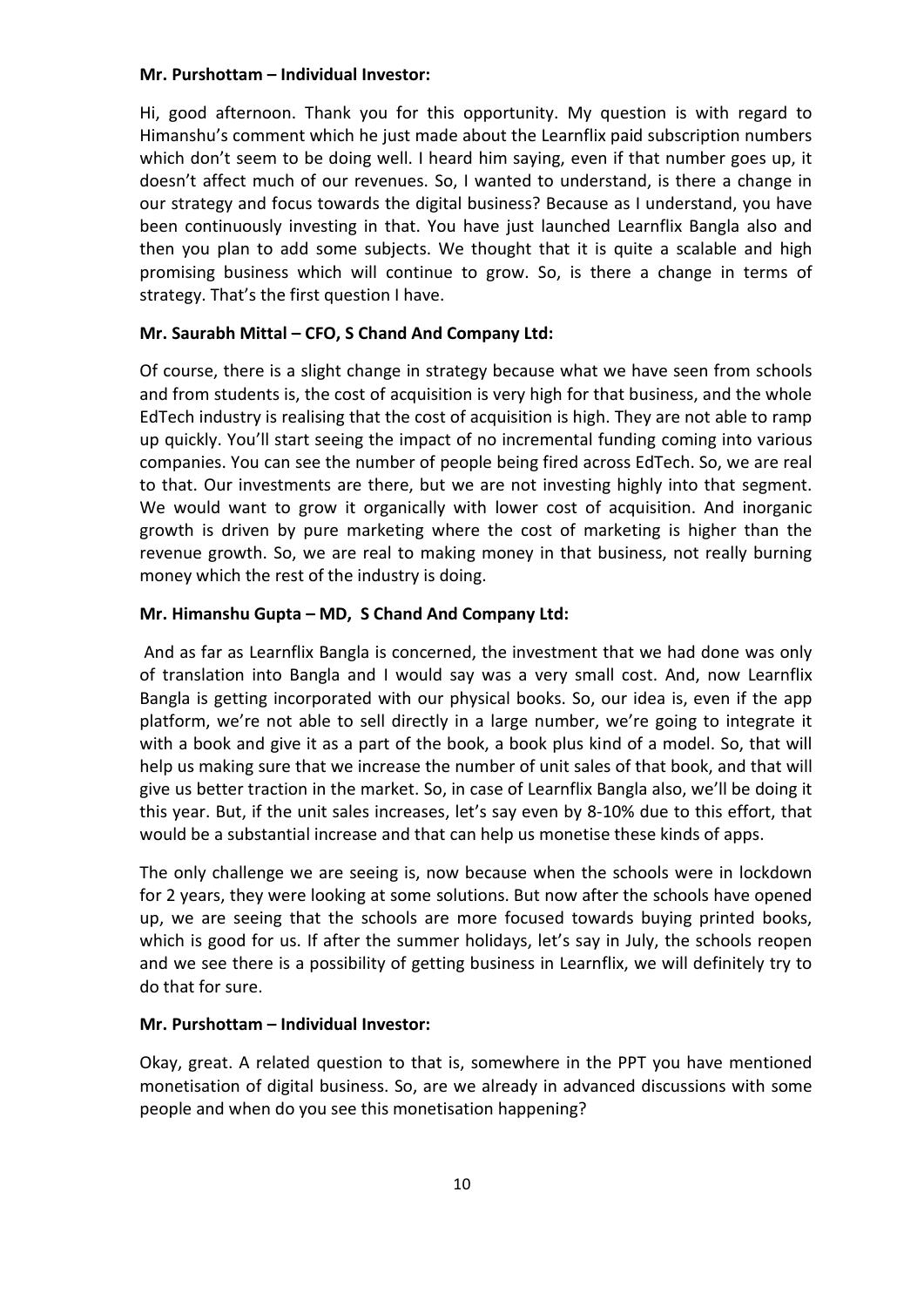**Mr. Purshottam – Individual Investor:**

Hi, good afternoon. Thank you for this opportunity. My question is with regard to Himanshu's comment which he just made about the Learnflix paid subscription numbers which don't seem to be doing well. I heard him saying, even if that number goes up, it doesn't affect much of our revenues. So, I wanted to understand, is there a change in our strategy and focus towards the digital business? Because as I understand, you have been continuously investing in that. You have just launched Learnflix Bangla also and then you plan to add some subjects. We thought that it is quite a scalable and high promising business which will continue to grow. So, is there a change in terms of strategy. That's the first question I have.

**Mr. Saurabh Mittal – CFO, S Chand And Company Ltd:**

Of course, there is a slight change in strategy because what we have seen from schools and from students is, the cost of acquisition is very high for that business, and the whole EdTech industry is realising that the cost of acquisition is high. They are not able to ramp up quickly. You'll start seeing the impact of no incremental funding coming into various companies. You can see the number of people being fired across EdTech. So, we are real to that. Our investments are there, but we are not investing highly into that segment. We would want to grow it organically with lower cost of acquisition. And inorganic growth is driven by pure marketing where the cost of marketing is higher than the revenue growth. So, we are real to making money in that business, not really burning money which the rest of the industry is doing.

**Mr. Himanshu Gupta – MD, S Chand And Company Ltd:**

And as far as Learnflix Bangla is concerned, the investment that we had done was only of translation into Bangla and I would say was a very small cost. And, now Learnflix Bangla is getting incorporated with our physical books. So, our idea is, even if the app platform, we're not able to sell directly in a large number, we're going to integrate it with a book and give it as a part of the book, a book plus kind of a model. So, that will help us making sure that we increase the number of unit sales of that book, and that will give us better traction in the market. So, in case of Learnflix Bangla also, we'll be doing it this year. But, if the unit sales increases, let's say even by 8-10% due to this effort, that would be a substantial increase and that can help us monetise these kinds of apps.

The only challenge we are seeing is, now because when the schools were in lockdown for 2 years, they were looking at some solutions. But now after the schools have opened up, we are seeing that the schools are more focused towards buying printed books, which is good for us. If after the summer holidays, let's say in July, the schools reopen and we see there is a possibility of getting business in Learnflix, we will definitely try to do that for sure.

**Mr. Purshottam – Individual Investor:**

Okay, great. A related question to that is, somewhere in the PPT you have mentioned monetisation of digital business. So, are we already in advanced discussions with some people and when do you see this monetisation happening?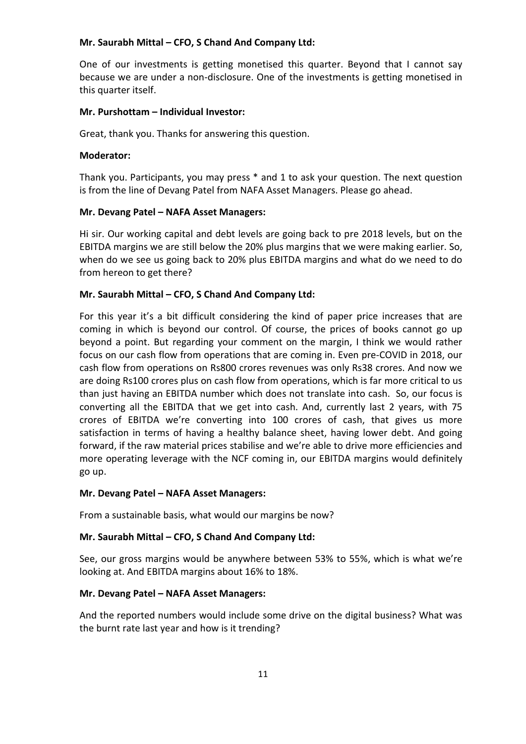**Mr. Saurabh Mittal – CFO, S Chand And Company Ltd:**

One of our investments is getting monetised this quarter. Beyond that I cannot say because we are under a non-disclosure. One of the investments is getting monetised in this quarter itself.

**Mr. Purshottam – Individual Investor:**

Great, thank you. Thanks for answering this question.

**Moderator:**

Thank you. Participants, you may press * and 1 to ask your question. The next question is from the line of Devang Patel from NAFA Asset Managers. Please go ahead.

**Mr. Devang Patel – NAFA Asset Managers:**

Hi sir. Our working capital and debt levels are going back to pre 2018 levels, but on the EBITDA margins we are still below the 20% plus margins that we were making earlier. So, when do we see us going back to 20% plus EBITDA margins and what do we need to do from hereon to get there?

**Mr. Saurabh Mittal – CFO, S Chand And Company Ltd:**

For this year it's a bit difficult considering the kind of paper price increases that are coming in which is beyond our control. Of course, the prices of books cannot go up beyond a point. But regarding your comment on the margin, I think we would rather focus on our cash flow from operations that are coming in. Even pre-COVID in 2018, our cash flow from operations on Rs800 crores revenues was only Rs38 crores. And now we are doing Rs100 crores plus on cash flow from operations, which is far more critical to us than just having an EBITDA number which does not translate into cash. So, our focus is converting all the EBITDA that we get into cash. And, currently last 2 years, with 75 crores of EBITDA we're converting into 100 crores of cash, that gives us more satisfaction in terms of having a healthy balance sheet, having lower debt. And going forward, if the raw material prices stabilise and we're able to drive more efficiencies and more operating leverage with the NCF coming in, our EBITDA margins would definitely go up.

**Mr. Devang Patel – NAFA Asset Managers:**

From a sustainable basis, what would our margins be now?

**Mr. Saurabh Mittal – CFO, S Chand And Company Ltd:**

See, our gross margins would be anywhere between 53% to 55%, which is what we're looking at. And EBITDA margins about 16% to 18%.

**Mr. Devang Patel – NAFA Asset Managers:**

And the reported numbers would include some drive on the digital business? What was the burnt rate last year and how is it trending?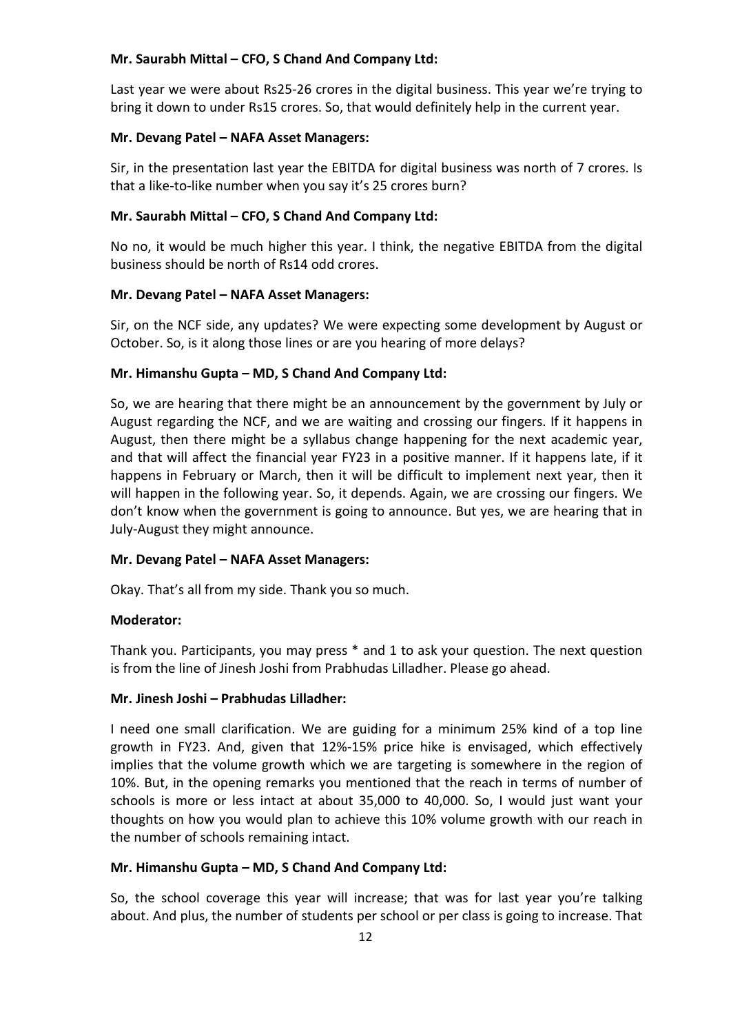**Mr. Saurabh Mittal – CFO, S Chand And Company Ltd:**

Last year we were about Rs25-26 crores in the digital business. This year we're trying to bring it down to under Rs15 crores. So, that would definitely help in the current year.

**Mr. Devang Patel – NAFA Asset Managers:**

Sir, in the presentation last year the EBITDA for digital business was north of 7 crores. Is that a like-to-like number when you say it's 25 crores burn?

**Mr. Saurabh Mittal – CFO, S Chand And Company Ltd:**

No no, it would be much higher this year. I think, the negative EBITDA from the digital business should be north of Rs14 odd crores.

**Mr. Devang Patel – NAFA Asset Managers:**

Sir, on the NCF side, any updates? We were expecting some development by August or October. So, is it along those lines or are you hearing of more delays?

**Mr. Himanshu Gupta – MD, S Chand And Company Ltd:**

So, we are hearing that there might be an announcement by the government by July or August regarding the NCF, and we are waiting and crossing our fingers. If it happens in August, then there might be a syllabus change happening for the next academic year, and that will affect the financial year FY23 in a positive manner. If it happens late, if it happens in February or March, then it will be difficult to implement next year, then it will happen in the following year. So, it depends. Again, we are crossing our fingers. We don't know when the government is going to announce. But yes, we are hearing that in July-August they might announce.

**Mr. Devang Patel – NAFA Asset Managers:**

Okay. That's all from my side. Thank you so much.

**Moderator:**

Thank you. Participants, you may press * and 1 to ask your question. The next question is from the line of Jinesh Joshi from Prabhudas Lilladher. Please go ahead.

**Mr. Jinesh Joshi – Prabhudas Lilladher:**

I need one small clarification. We are guiding for a minimum 25% kind of a top line growth in FY23. And, given that 12%-15% price hike is envisaged, which effectively implies that the volume growth which we are targeting is somewhere in the region of 10%. But, in the opening remarks you mentioned that the reach in terms of number of schools is more or less intact at about 35,000 to 40,000. So, I would just want your thoughts on how you would plan to achieve this 10% volume growth with our reach in the number of schools remaining intact.

**Mr. Himanshu Gupta – MD, S Chand And Company Ltd:**

So, the school coverage this year will increase; that was for last year you're talking about. And plus, the number of students per school or per class is going to increase. That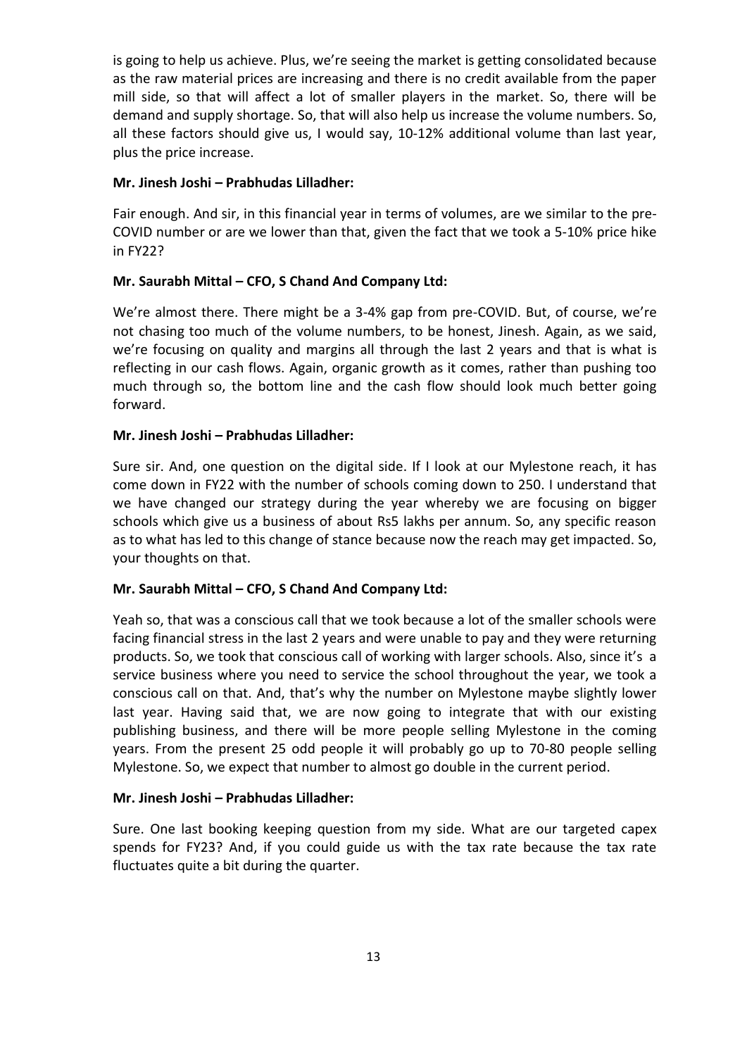is going to help us achieve. Plus, we're seeing the market is getting consolidated because as the raw material prices are increasing and there is no credit available from the paper mill side, so that will affect a lot of smaller players in the market. So, there will be demand and supply shortage. So, that will also help us increase the volume numbers. So, all these factors should give us, I would say, 10-12% additional volume than last year, plus the price increase.

**Mr. Jinesh Joshi – Prabhudas Lilladher:**

Fair enough. And sir, in this financial year in terms of volumes, are we similar to the pre-COVID number or are we lower than that, given the fact that we took a 5-10% price hike in FY22?

**Mr. Saurabh Mittal – CFO, S Chand And Company Ltd:**

We're almost there. There might be a 3-4% gap from pre-COVID. But, of course, we're not chasing too much of the volume numbers, to be honest, Jinesh. Again, as we said, we're focusing on quality and margins all through the last 2 years and that is what is reflecting in our cash flows. Again, organic growth as it comes, rather than pushing too much through so, the bottom line and the cash flow should look much better going forward.

**Mr. Jinesh Joshi – Prabhudas Lilladher:**

Sure sir. And, one question on the digital side. If I look at our Mylestone reach, it has come down in FY22 with the number of schools coming down to 250. I understand that we have changed our strategy during the year whereby we are focusing on bigger schools which give us a business of about Rs5 lakhs per annum. So, any specific reason as to what has led to this change of stance because now the reach may get impacted. So, your thoughts on that.

**Mr. Saurabh Mittal – CFO, S Chand And Company Ltd:**

Yeah so, that was a conscious call that we took because a lot of the smaller schools were facing financial stress in the last 2 years and were unable to pay and they were returning products. So, we took that conscious call of working with larger schools. Also, since it's a service business where you need to service the school throughout the year, we took a conscious call on that. And, that's why the number on Mylestone maybe slightly lower last year. Having said that, we are now going to integrate that with our existing publishing business, and there will be more people selling Mylestone in the coming years. From the present 25 odd people it will probably go up to 70-80 people selling Mylestone. So, we expect that number to almost go double in the current period.

**Mr. Jinesh Joshi – Prabhudas Lilladher:**

Sure. One last booking keeping question from my side. What are our targeted capex spends for FY23? And, if you could guide us with the tax rate because the tax rate fluctuates quite a bit during the quarter.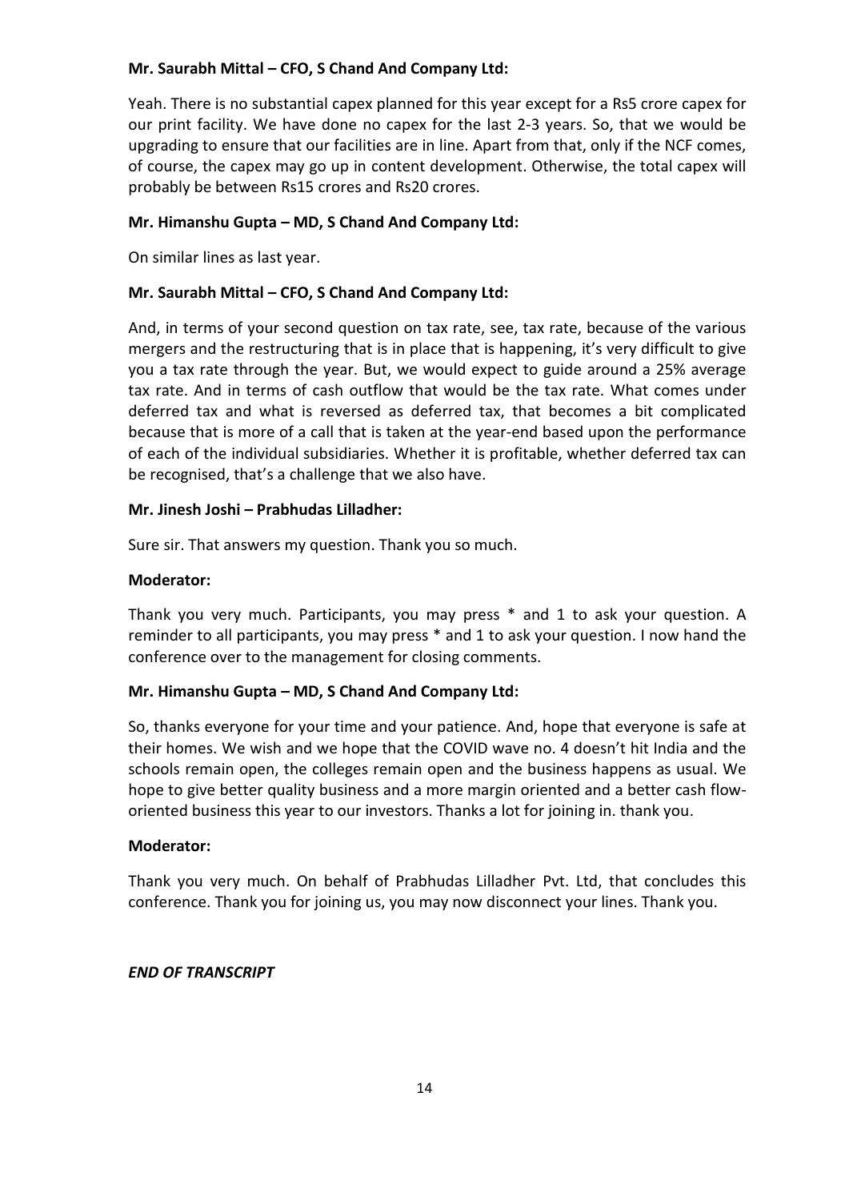**Mr. Saurabh Mittal – CFO, S Chand And Company Ltd:**

Yeah. There is no substantial capex planned for this year except for a Rs5 crore capex for our print facility. We have done no capex for the last 2-3 years. So, that we would be upgrading to ensure that our facilities are in line. Apart from that, only if the NCF comes, of course, the capex may go up in content development. Otherwise, the total capex will probably be between Rs15 crores and Rs20 crores.

**Mr. Himanshu Gupta – MD, S Chand And Company Ltd:**

On similar lines as last year.

**Mr. Saurabh Mittal – CFO, S Chand And Company Ltd:**

And, in terms of your second question on tax rate, see, tax rate, because of the various mergers and the restructuring that is in place that is happening, it's very difficult to give you a tax rate through the year. But, we would expect to guide around a 25% average tax rate. And in terms of cash outflow that would be the tax rate. What comes under deferred tax and what is reversed as deferred tax, that becomes a bit complicated because that is more of a call that is taken at the year-end based upon the performance of each of the individual subsidiaries. Whether it is profitable, whether deferred tax can be recognised, that's a challenge that we also have.

**Mr. Jinesh Joshi – Prabhudas Lilladher:**

Sure sir. That answers my question. Thank you so much.

**Moderator:**

Thank you very much. Participants, you may press * and 1 to ask your question. A reminder to all participants, you may press * and 1 to ask your question. I now hand the conference over to the management for closing comments.

**Mr. Himanshu Gupta – MD, S Chand And Company Ltd:**

So, thanks everyone for your time and your patience. And, hope that everyone is safe at their homes. We wish and we hope that the COVID wave no. 4 doesn't hit India and the schools remain open, the colleges remain open and the business happens as usual. We hope to give better quality business and a more margin oriented and a better cash flow-oriented business this year to our investors. Thanks a lot for joining in. thank you.

**Moderator:**

Thank you very much. On behalf of Prabhudas Lilladher Pvt. Ltd, that concludes this conference. Thank you for joining us, you may now disconnect your lines. Thank you.

***END OF TRANSCRIPT***